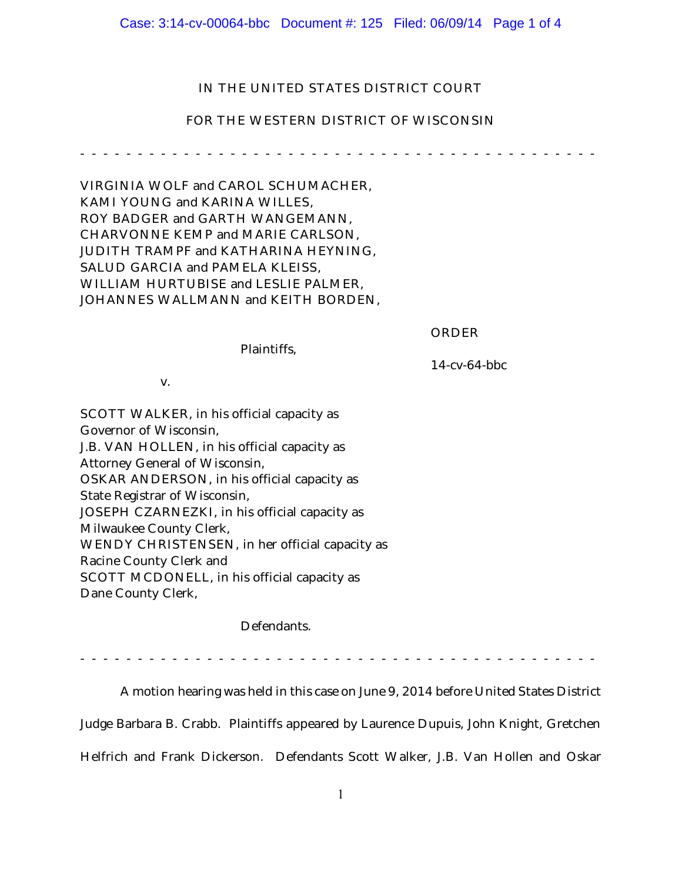IN THE UNITED STATES DISTRICT COURT

FOR THE WESTERN DISTRICT OF WISCONSIN

- - - - - - - - - - - - - - - - - - - - - - - - - - - - - - - - - - - - - - - - - - - - -

VIRGINIA WOLF and CAROL SCHUMACHER,
KAMI YOUNG and KARINA WILLES,
ROY BADGER and GARTH WANGEMANN,
CHARVONNE KEMP and MARIE CARLSON,
JUDITH TRAMPF and KATHARINA HEYNING,
SALUD GARCIA and PAMELA KLEISS,
WILLIAM HURTUBISE and LESLIE PALMER,
JOHANNES WALLMANN and KEITH BORDEN,

Plaintiffs,

ORDER

14-cv-64-bbc

v.

SCOTT WALKER, in his official capacity as
Governor of Wisconsin,
J.B. VAN HOLLEN, in his official capacity as
Attorney General of Wisconsin,
OSKAR ANDERSON, in his official capacity as
State Registrar of Wisconsin,
JOSEPH CZARNEZKI, in his official capacity as
Milwaukee County Clerk,
WENDY CHRISTENSEN, in her official capacity as
Racine County Clerk and
SCOTT MCDONELL, in his official capacity as
Dane County Clerk,

Defendants.

- - - - - - - - - - - - - - - - - - - - - - - - - - - - - - - - - - - - - - - - - - - - -

A motion hearing was held in this case on June 9, 2014 before United States District Judge Barbara B. Crabb. Plaintiffs appeared by Laurence Dupuis, John Knight, Gretchen Helfrich and Frank Dickerson. Defendants Scott Walker, J.B. Van Hollen and Oskar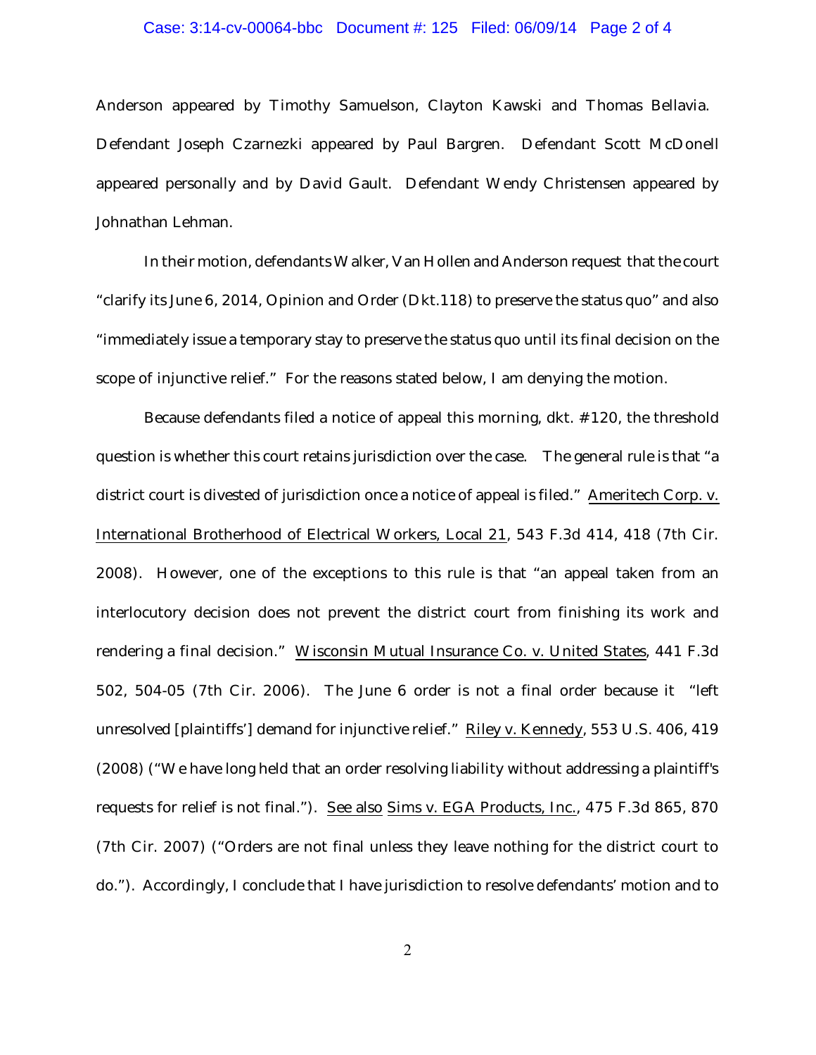Anderson appeared by Timothy Samuelson, Clayton Kawski and Thomas Bellavia. Defendant Joseph Czarnezki appeared by Paul Bargren. Defendant Scott McDonell appeared personally and by David Gault. Defendant Wendy Christensen appeared by Johnathan Lehman.

In their motion, defendants Walker, Van Hollen and Anderson request that the court "clarify its June 6, 2014, Opinion and Order (Dkt.118) to preserve the status quo" and also "immediately issue a temporary stay to preserve the status quo until its final decision on the scope of injunctive relief." For the reasons stated below, I am denying the motion.

Because defendants filed a notice of appeal this morning, dkt. #120, the threshold question is whether this court retains jurisdiction over the case. The general rule is that "a district court is divested of jurisdiction once a notice of appeal is filed." Ameritech Corp. v. International Brotherhood of Electrical Workers, Local 21, 543 F.3d 414, 418 (7th Cir. 2008). However, one of the exceptions to this rule is that "an appeal taken from an interlocutory decision does not prevent the district court from finishing its work and rendering a final decision." Wisconsin Mutual Insurance Co. v. United States, 441 F.3d 502, 504-05 (7th Cir. 2006). The June 6 order is not a final order because it "left unresolved [plaintiffs'] demand for injunctive relief." Riley v. Kennedy, 553 U.S. 406, 419 (2008) ("We have long held that an order resolving liability without addressing a plaintiff's requests for relief is not final."). See also Sims v. EGA Products, Inc., 475 F.3d 865, 870 (7th Cir. 2007) ("Orders are not final unless they leave nothing for the district court to do."). Accordingly, I conclude that I have jurisdiction to resolve defendants' motion and to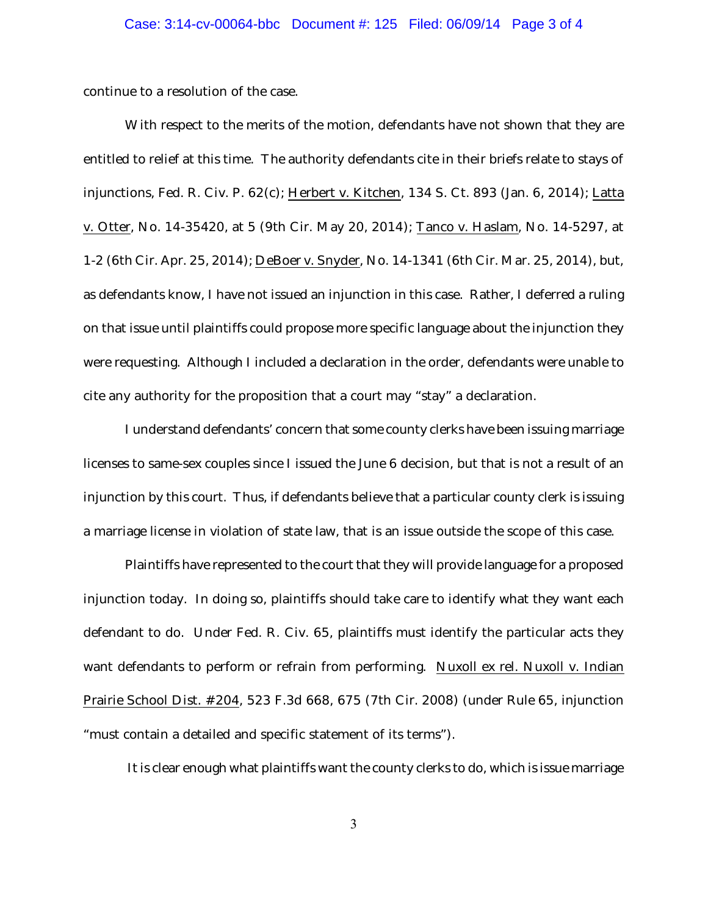continue to a resolution of the case.

With respect to the merits of the motion, defendants have not shown that they are entitled to relief at this time. The authority defendants cite in their briefs relate to stays of injunctions, Fed. R. Civ. P. 62(c); Herbert v. Kitchen, 134 S. Ct. 893 (Jan. 6, 2014); Latta v. Otter, No. 14-35420, at 5 (9th Cir. May 20, 2014); Tanco v. Haslam, No. 14-5297, at 1-2 (6th Cir. Apr. 25, 2014); DeBoer v. Snyder, No. 14-1341 (6th Cir. Mar. 25, 2014), but, as defendants know, I have not issued an injunction in this case. Rather, I deferred a ruling on that issue until plaintiffs could propose more specific language about the injunction they were requesting. Although I included a declaration in the order, defendants were unable to cite any authority for the proposition that a court may "stay" a declaration.

I understand defendants' concern that some county clerks have been issuing marriage licenses to same-sex couples since I issued the June 6 decision, but that is not a result of an injunction by this court. Thus, if defendants believe that a particular county clerk is issuing a marriage license in violation of state law, that is an issue outside the scope of this case.

Plaintiffs have represented to the court that they will provide language for a proposed injunction today. In doing so, plaintiffs should take care to identify what they want each defendant to do. Under Fed. R. Civ. 65, plaintiffs must identify the particular acts they want defendants to perform or refrain from performing. Nuxoll ex rel. Nuxoll v. Indian Prairie School Dist. #204, 523 F.3d 668, 675 (7th Cir. 2008) (under Rule 65, injunction "must contain a detailed and specific statement of its terms").

It is clear enough what plaintiffs want the county clerks to do, which is issue marriage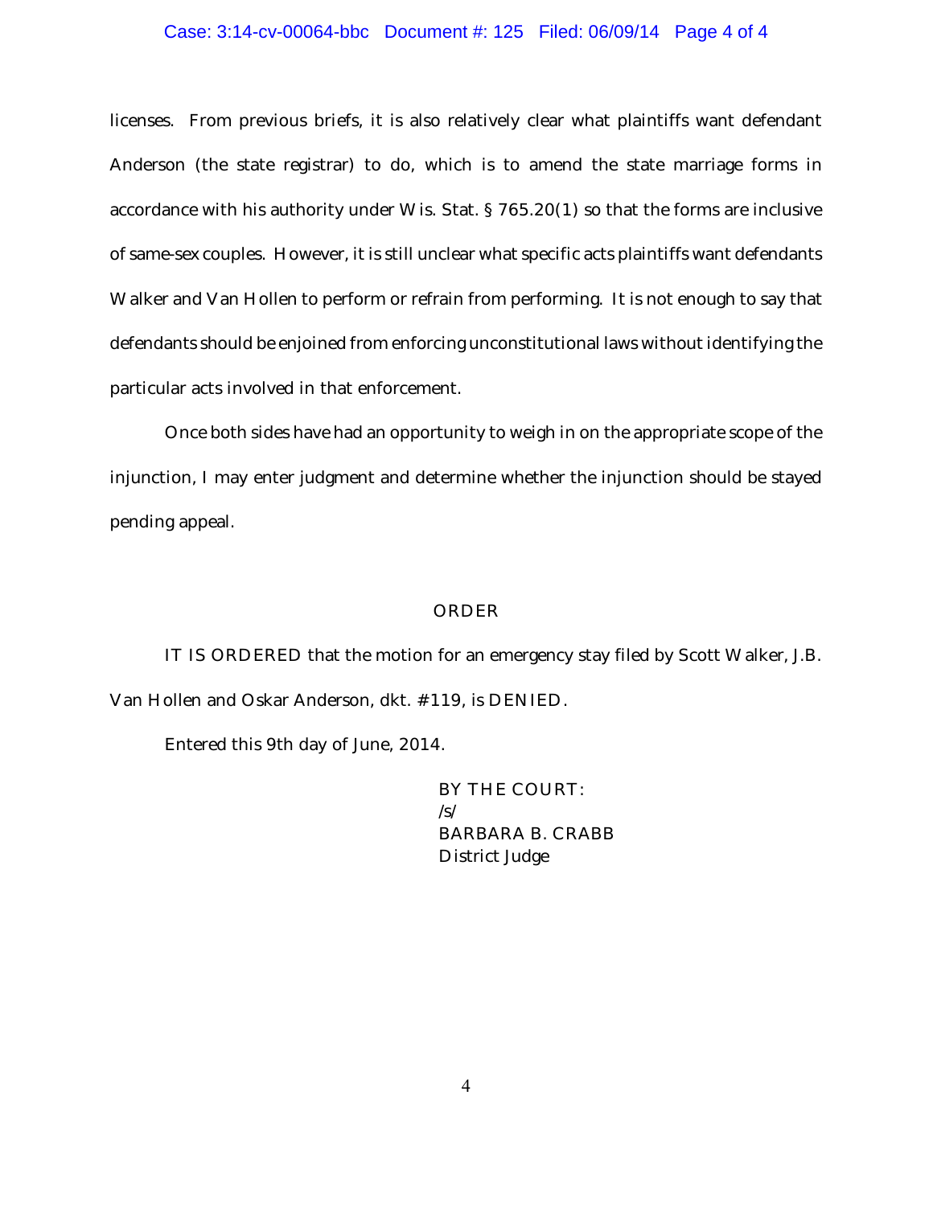licenses. From previous briefs, it is also relatively clear what plaintiffs want defendant Anderson (the state registrar) to do, which is to amend the state marriage forms in accordance with his authority under Wis. Stat. § 765.20(1) so that the forms are inclusive of same-sex couples. However, it is still unclear what specific acts plaintiffs want defendants Walker and Van Hollen to perform or refrain from performing. It is not enough to say that defendants should be enjoined from enforcing unconstitutional laws without identifying the particular acts involved in that enforcement.

Once both sides have had an opportunity to weigh in on the appropriate scope of the injunction, I may enter judgment and determine whether the injunction should be stayed pending appeal.

## ORDER

IT IS ORDERED that the motion for an emergency stay filed by Scott Walker, J.B. Van Hollen and Oskar Anderson, dkt. #119, is DENIED.

Entered this 9th day of June, 2014.

BY THE COURT:
/s/
BARBARA B. CRABB
District Judge